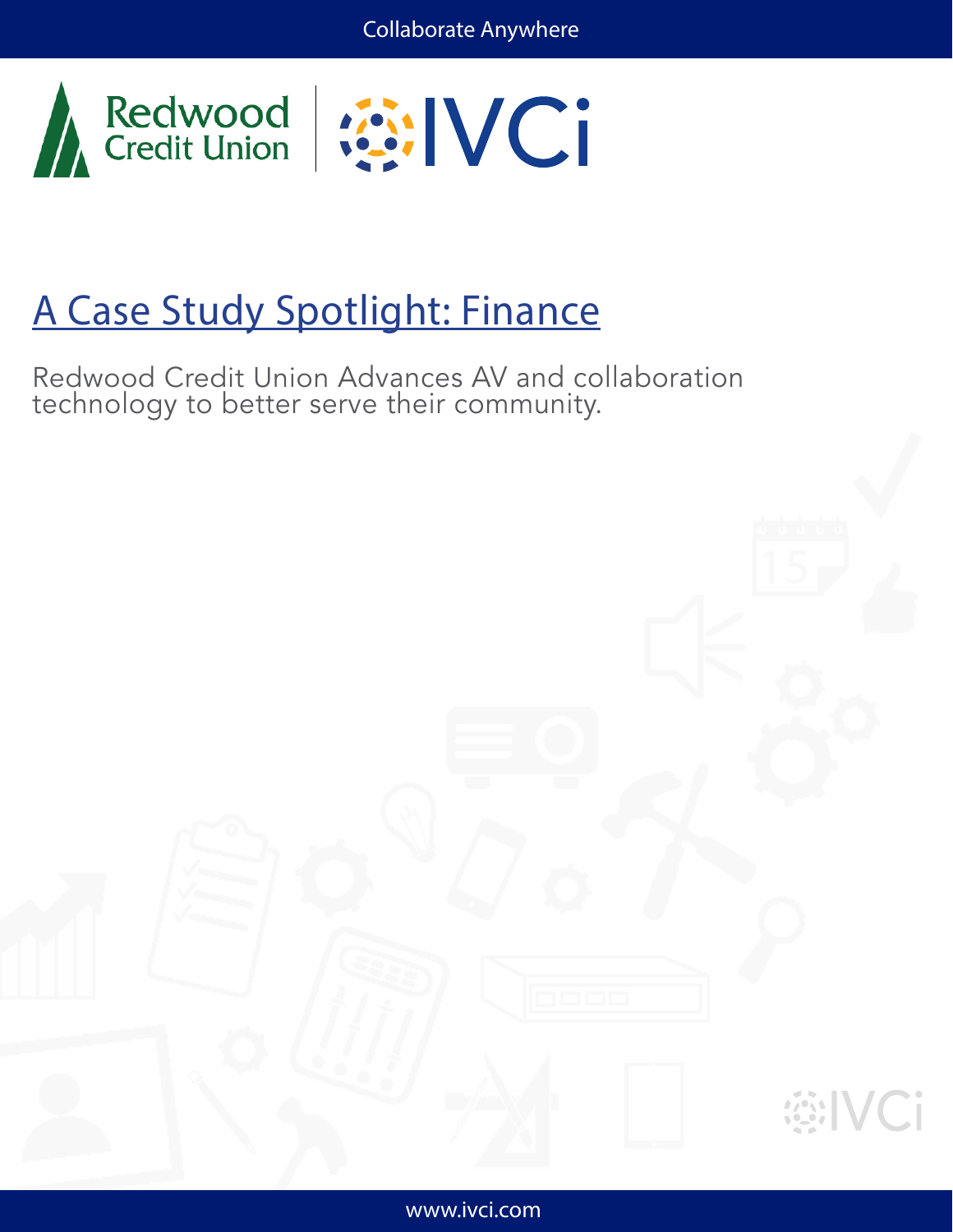# A Case Study Spotlight: Finance

Redwood Credit Union Advances AV and collaboration technology to better serve their community.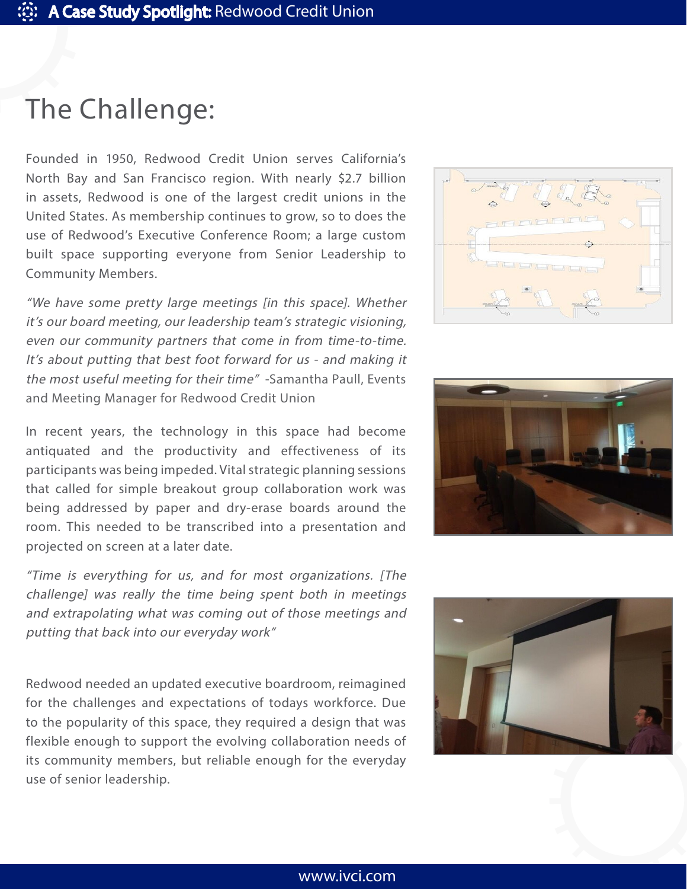# The Challenge:

Founded in 1950, Redwood Credit Union serves California's North Bay and San Francisco region. With nearly $2.7 billion in assets, Redwood is one of the largest credit unions in the United States. As membership continues to grow, so to does the use of Redwood's Executive Conference Room; a large custom built space supporting everyone from Senior Leadership to Community Members.

*"We have some pretty large meetings [in this space]. Whether it's our board meeting, our leadership team's strategic visioning, even our community partners that come in from time-to-time. It's about putting that best foot forward for us - and making it the most useful meeting for their time"* -Samantha Paull, Events and Meeting Manager for Redwood Credit Union

In recent years, the technology in this space had become antiquated and the productivity and effectiveness of its participants was being impeded. Vital strategic planning sessions that called for simple breakout group collaboration work was being addressed by paper and dry-erase boards around the room. This needed to be transcribed into a presentation and projected on screen at a later date.

*"Time is everything for us, and for most organizations. [The challenge] was really the time being spent both in meetings and extrapolating what was coming out of those meetings and putting that back into our everyday work"*

Redwood needed an updated executive boardroom, reimagined for the challenges and expectations of todays workforce. Due to the popularity of this space, they required a design that was flexible enough to support the evolving collaboration needs of its community members, but reliable enough for the everyday use of senior leadership.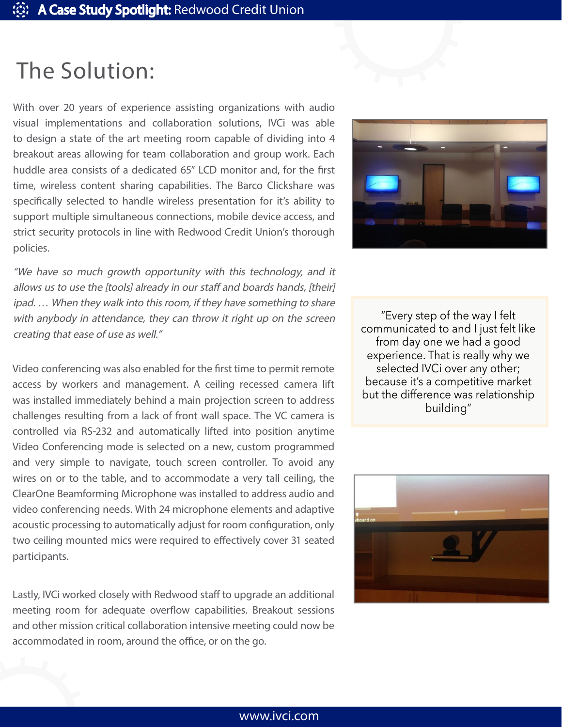# The Solution:

With over 20 years of experience assisting organizations with audio visual implementations and collaboration solutions, IVCi was able to design a state of the art meeting room capable of dividing into 4 breakout areas allowing for team collaboration and group work. Each huddle area consists of a dedicated 65" LCD monitor and, for the first time, wireless content sharing capabilities. The Barco Clickshare was specifically selected to handle wireless presentation for it's ability to support multiple simultaneous connections, mobile device access, and strict security protocols in line with Redwood Credit Union's thorough policies.

*"We have so much growth opportunity with this technology, and it allows us to use the [tools] already in our staff and boards hands, [their] ipad. … When they walk into this room, if they have something to share with anybody in attendance, they can throw it right up on the screen creating that ease of use as well."*

Video conferencing was also enabled for the first time to permit remote access by workers and management. A ceiling recessed camera lift was installed immediately behind a main projection screen to address challenges resulting from a lack of front wall space. The VC camera is controlled via RS-232 and automatically lifted into position anytime Video Conferencing mode is selected on a new, custom programmed and very simple to navigate, touch screen controller. To avoid any wires on or to the table, and to accommodate a very tall ceiling, the ClearOne Beamforming Microphone was installed to address audio and video conferencing needs. With 24 microphone elements and adaptive acoustic processing to automatically adjust for room configuration, only two ceiling mounted mics were required to effectively cover 31 seated participants.

Lastly, IVCi worked closely with Redwood staff to upgrade an additional meeting room for adequate overflow capabilities. Breakout sessions and other mission critical collaboration intensive meeting could now be accommodated in room, around the office, or on the go.

> "Every step of the way I felt communicated to and I just felt like from day one we had a good experience. That is really why we selected IVCi over any other; because it's a competitive market but the difference was relationship building"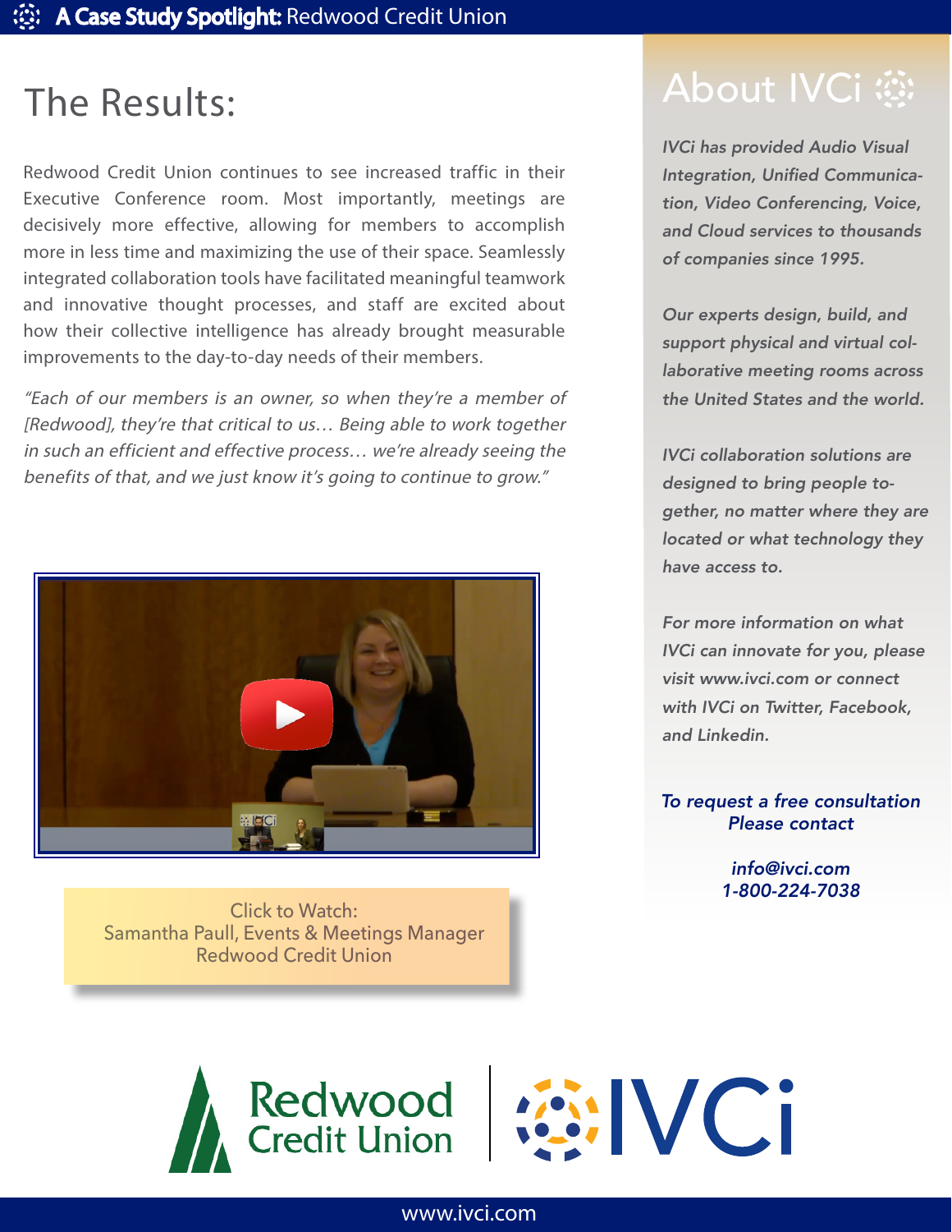# The Results:

Redwood Credit Union continues to see increased traffic in their Executive Conference room. Most importantly, meetings are decisively more effective, allowing for members to accomplish more in less time and maximizing the use of their space. Seamlessly integrated collaboration tools have facilitated meaningful teamwork and innovative thought processes, and staff are excited about how their collective intelligence has already brought measurable improvements to the day-to-day needs of their members.

*"Each of our members is an owner, so when they're a member of [Redwood], they're that critical to us… Being able to work together in such an efficient and effective process… we're already seeing the benefits of that, and we just know it's going to continue to grow."*

Click to Watch:
Samantha Paull, Events & Meetings Manager
Redwood Credit Union

## About IVCi

*IVCi has provided Audio Visual Integration, Unified Communication, Video Conferencing, Voice, and Cloud services to thousands of companies since 1995.*

*Our experts design, build, and support physical and virtual collaborative meeting rooms across the United States and the world.*

*IVCi collaboration solutions are designed to bring people together, no matter where they are located or what technology they have access to.*

*For more information on what IVCi can innovate for you, please visit www.ivci.com or connect with IVCi on Twitter, Facebook, and Linkedin.*

*To request a free consultation*
*Please contact*

*info@ivci.com*
*1-800-224-7038*

Redwood Credit Union | IVCi

www.ivci.com